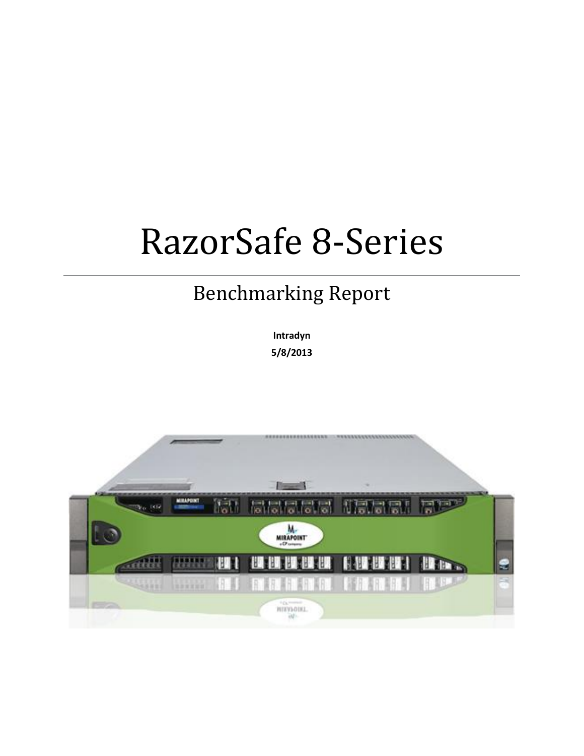# RazorSafe 8-Series

## Benchmarking Report

**Intradyn**

**5/8/2013**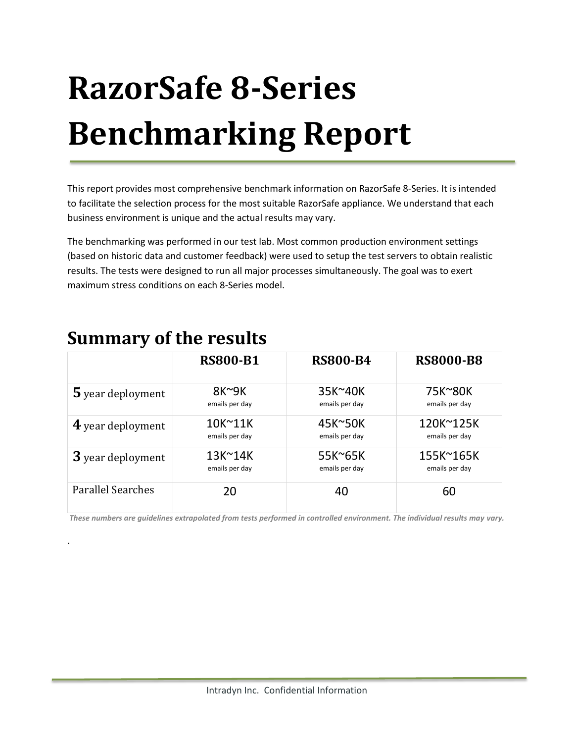# RazorSafe 8-Series Benchmarking Report

This report provides most comprehensive benchmark information on RazorSafe 8-Series. It is intended to facilitate the selection process for the most suitable RazorSafe appliance. We understand that each business environment is unique and the actual results may vary.

The benchmarking was performed in our test lab. Most common production environment settings (based on historic data and customer feedback) were used to setup the test servers to obtain realistic results. The tests were designed to run all major processes simultaneously. The goal was to exert maximum stress conditions on each 8-Series model.

## Summary of the results

| | RS800-B1 | RS800-B4 | RS8000-B8 |
|---|---|---|---|
| **5** year deployment | 8K~9K emails per day | 35K~40K emails per day | 75K~80K emails per day |
| **4** year deployment | 10K~11K emails per day | 45K~50K emails per day | 120K~125K emails per day |
| **3** year deployment | 13K~14K emails per day | 55K~65K emails per day | 155K~165K emails per day |
| Parallel Searches | 20 | 40 | 60 |

***These numbers are guidelines extrapolated from tests performed in controlled environment. The individual results may vary.***

.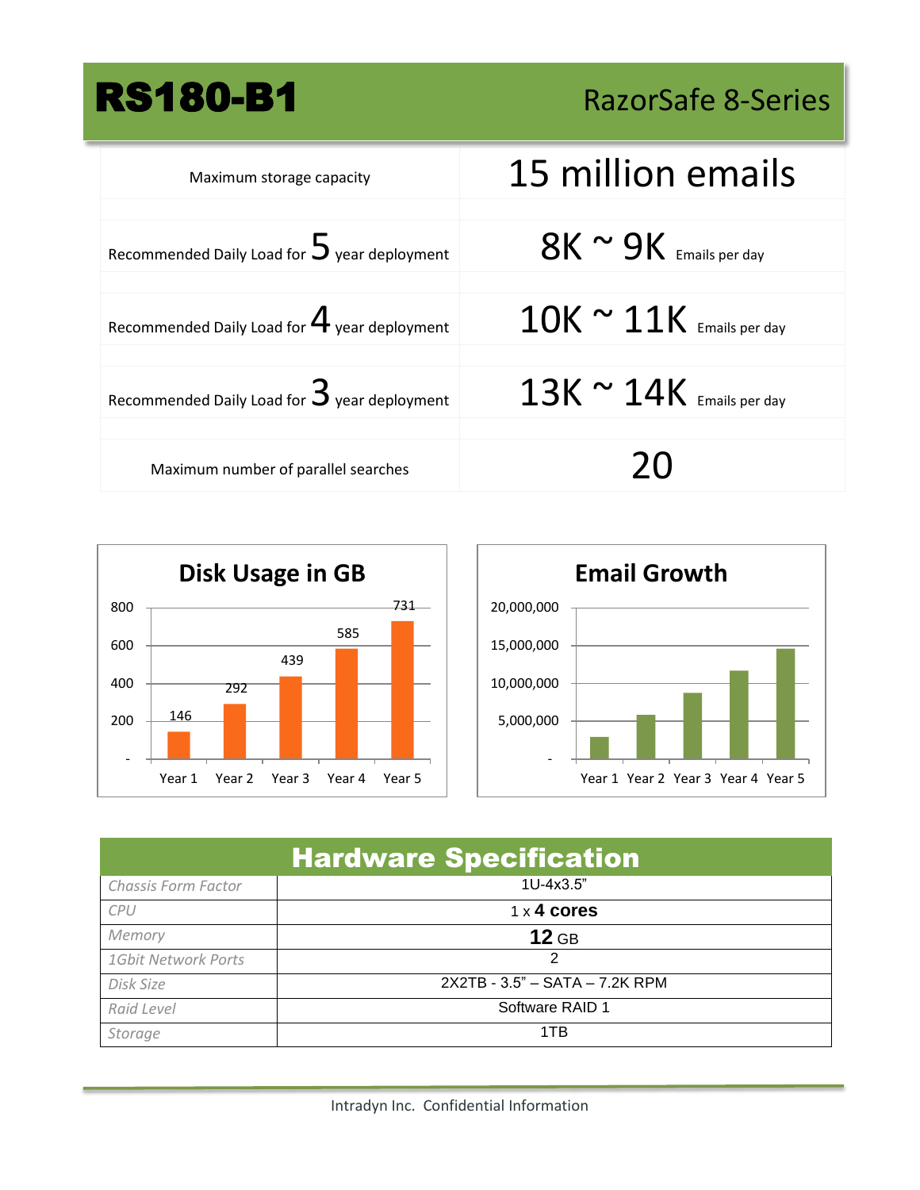# RS180-B1

RazorSafe 8-Series

| | |
|---|---|
| Maximum storage capacity | 15 million emails |
| Recommended Daily Load for 5 year deployment | 8K ~ 9K Emails per day |
| Recommended Daily Load for 4 year deployment | 10K ~ 11K Emails per day |
| Recommended Daily Load for 3 year deployment | 13K ~ 14K Emails per day |
| Maximum number of parallel searches | 20 |

**Disk Usage in GB**

| Year 1 | Year 2 | Year 3 | Year 4 | Year 5 |
|---|---|---|---|---|
| 146 | 292 | 439 | 585 | 731 |

**Email Growth**

Year 1, Year 2, Year 3, Year 4, Year 5 (axis: - to 20,000,000)

## Hardware Specification

| | |
|---|---|
| *Chassis Form Factor* | 1U-4x3.5" |
| *CPU* | 1 x **4 cores** |
| *Memory* | **12** GB |
| *1Gbit Network Ports* | 2 |
| *Disk Size* | 2X2TB - 3.5" – SATA – 7.2K RPM |
| *Raid Level* | Software RAID 1 |
| *Storage* | 1TB |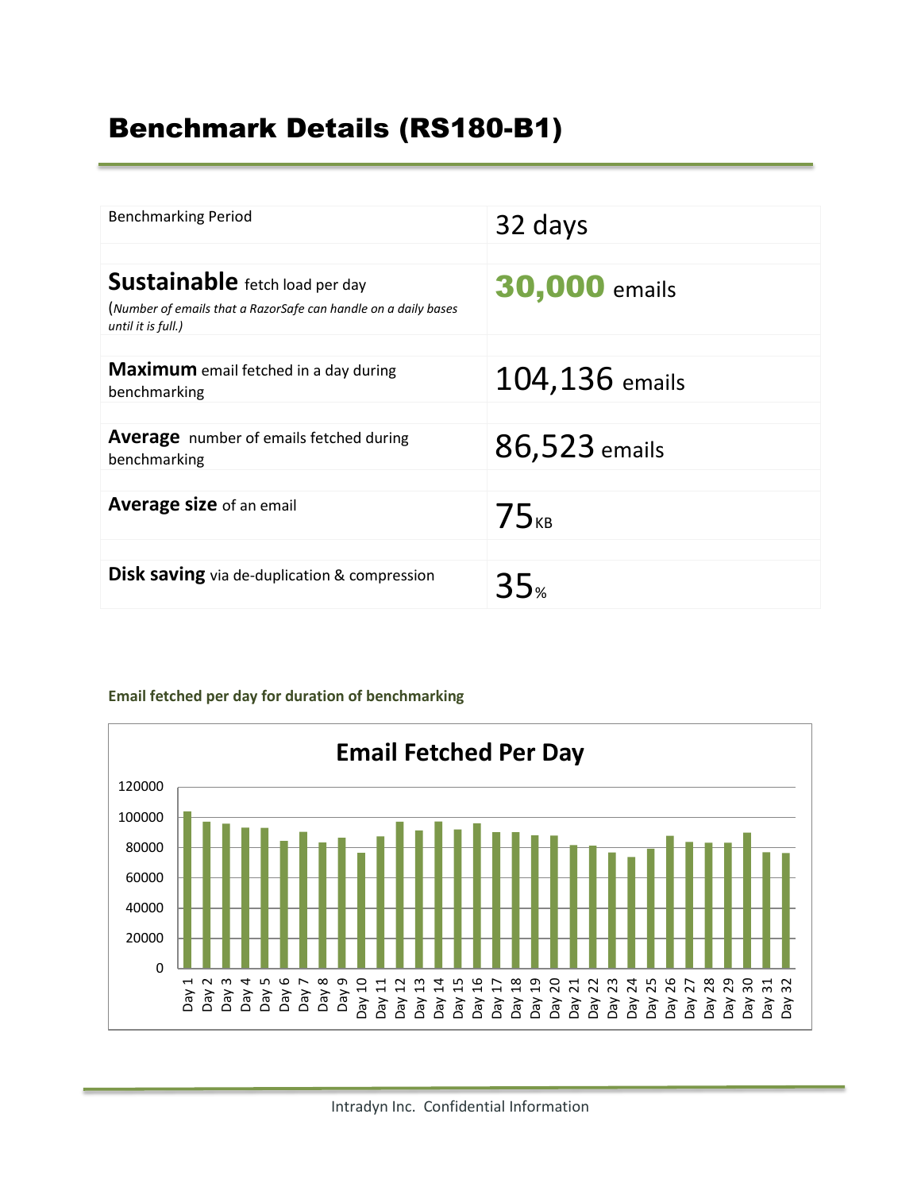# Benchmark Details (RS180-B1)

| | |
|---|---|
| Benchmarking Period | 32 days |
| **Sustainable** fetch load per day<br>(*Number of emails that a RazorSafe can handle on a daily bases until it is full.)* | **30,000** emails |
| **Maximum** email fetched in a day during benchmarking | 104,136 emails |
| **Average** number of emails fetched during benchmarking | 86,523 emails |
| **Average size** of an email | 75KB |
| **Disk saving** via de-duplication & compression | 35% |

**Email fetched per day for duration of benchmarking**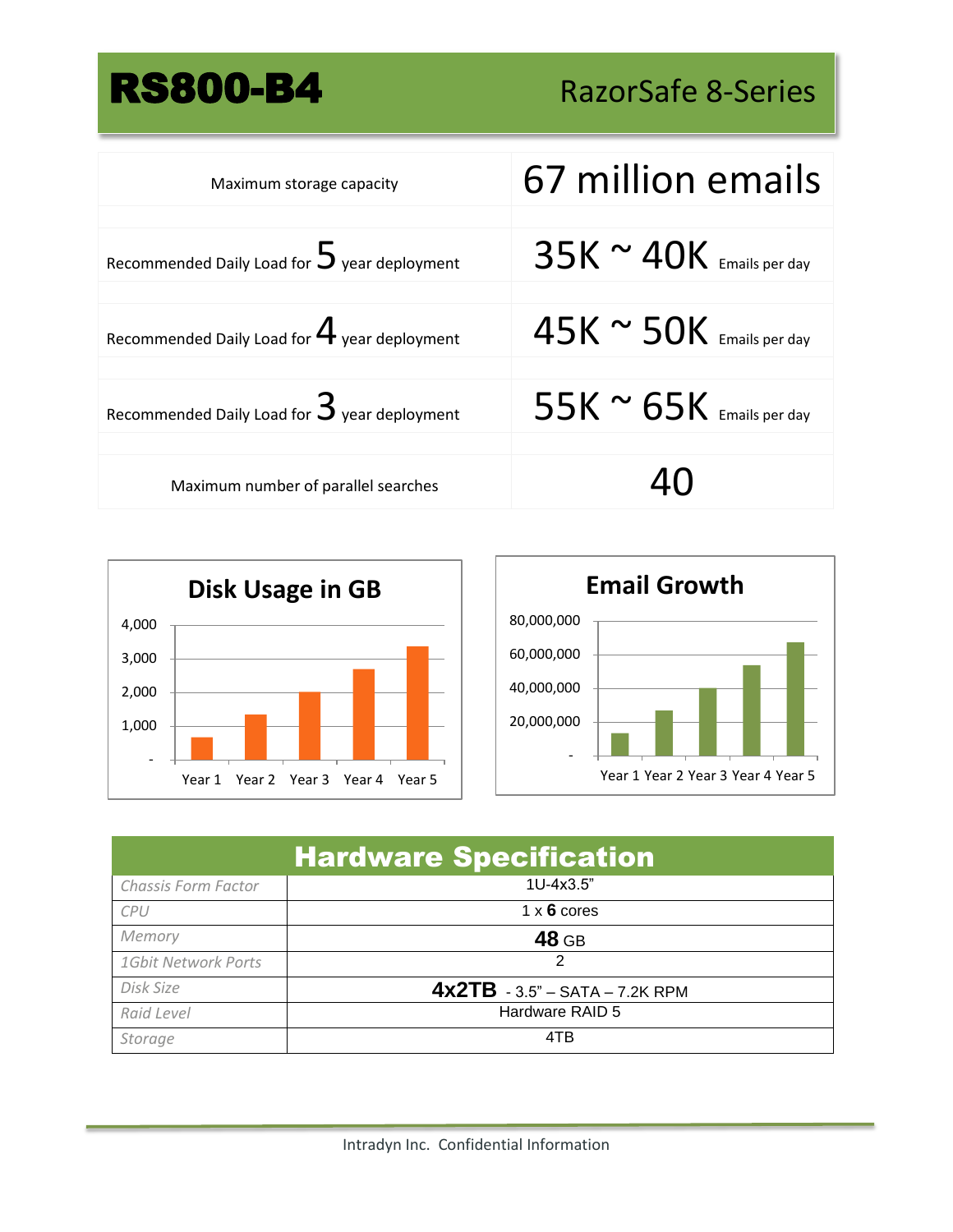# RS800-B4

RazorSafe 8-Series

| | |
|---|---|
| Maximum storage capacity | 67 million emails |
| Recommended Daily Load for 5 year deployment | 35K ~ 40K Emails per day |
| Recommended Daily Load for 4 year deployment | 45K ~ 50K Emails per day |
| Recommended Daily Load for 3 year deployment | 55K ~ 65K Emails per day |
| Maximum number of parallel searches | 40 |

**Disk Usage in GB**

4,000
3,000
2,000
1,000
-

Year 1 Year 2 Year 3 Year 4 Year 5

**Email Growth**

80,000,000
60,000,000
40,000,000
20,000,000
-

Year 1 Year 2 Year 3 Year 4 Year 5

## Hardware Specification

| | |
|---|---|
| *Chassis Form Factor* | 1U-4x3.5" |
| *CPU* | 1 x **6** cores |
| *Memory* | **48** GB |
| *1Gbit Network Ports* | 2 |
| *Disk Size* | **4x2TB** - 3.5" – SATA – 7.2K RPM |
| *Raid Level* | Hardware RAID 5 |
| *Storage* | 4TB |

Intradyn Inc. Confidential Information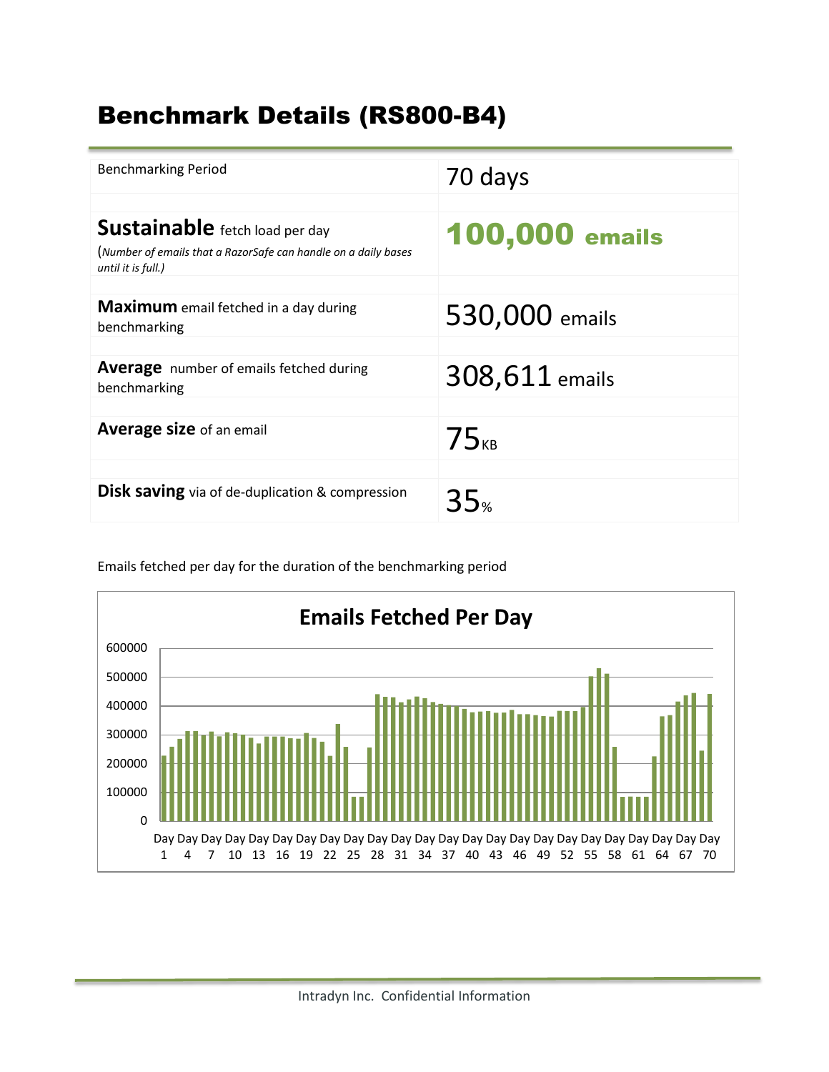# Benchmark Details (RS800-B4)

| | |
|---|---|
| Benchmarking Period | 70 days |
| **Sustainable** fetch load per day<br>(*Number of emails that a RazorSafe can handle on a daily bases until it is full.)* | **100,000 emails** |
| **Maximum** email fetched in a day during benchmarking | 530,000 emails |
| **Average** number of emails fetched during benchmarking | 308,611 emails |
| **Average size** of an email | 75KB |
| **Disk saving** via of de-duplication & compression | 35% |

Emails fetched per day for the duration of the benchmarking period

**Emails Fetched Per Day**

(Bar chart: y-axis 0 to 600000 in steps of 100000; x-axis Day 1, Day 4, Day 7, Day 10, Day 13, Day 16, Day 19, Day 22, Day 25, Day 28, Day 31, Day 34, Day 37, Day 40, Day 43, Day 46, Day 49, Day 52, Day 55, Day 58, Day 61, Day 64, Day 67, Day 70)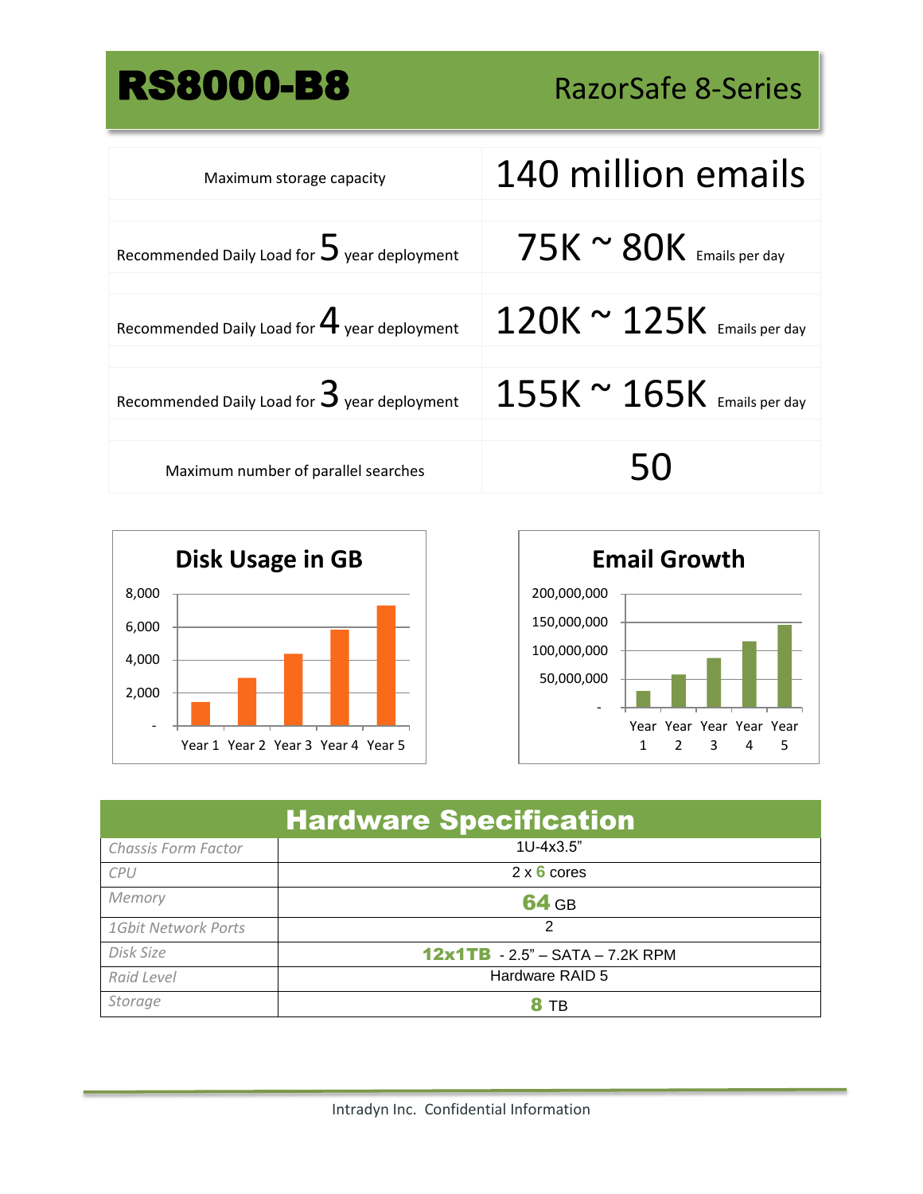# RS8000-B8

RazorSafe 8-Series

| | |
|---|---|
| Maximum storage capacity | 140 million emails |
| Recommended Daily Load for 5 year deployment | 75K ~ 80K Emails per day |
| Recommended Daily Load for 4 year deployment | 120K ~ 125K Emails per day |
| Recommended Daily Load for 3 year deployment | 155K ~ 165K Emails per day |
| Maximum number of parallel searches | 50 |

**Disk Usage in GB**

| | Year 1 | Year 2 | Year 3 | Year 4 | Year 5 |
|---|---|---|---|---|---|
| Disk Usage (GB) | ~1,500 | ~2,900 | ~4,400 | ~5,800 | ~7,200 |

**Email Growth**

| | Year 1 | Year 2 | Year 3 | Year 4 | Year 5 |
|---|---|---|---|---|---|
| Emails | ~28,000,000 | ~57,000,000 | ~86,000,000 | ~115,000,000 | ~144,000,000 |

## Hardware Specification

| | |
|---|---|
| *Chassis Form Factor* | 1U-4x3.5" |
| *CPU* | 2 x **6** cores |
| *Memory* | **64** GB |
| *1Gbit Network Ports* | 2 |
| *Disk Size* | **12x1TB** - 2.5" – SATA – 7.2K RPM |
| *Raid Level* | Hardware RAID 5 |
| *Storage* | **8** TB |

Intradyn Inc. Confidential Information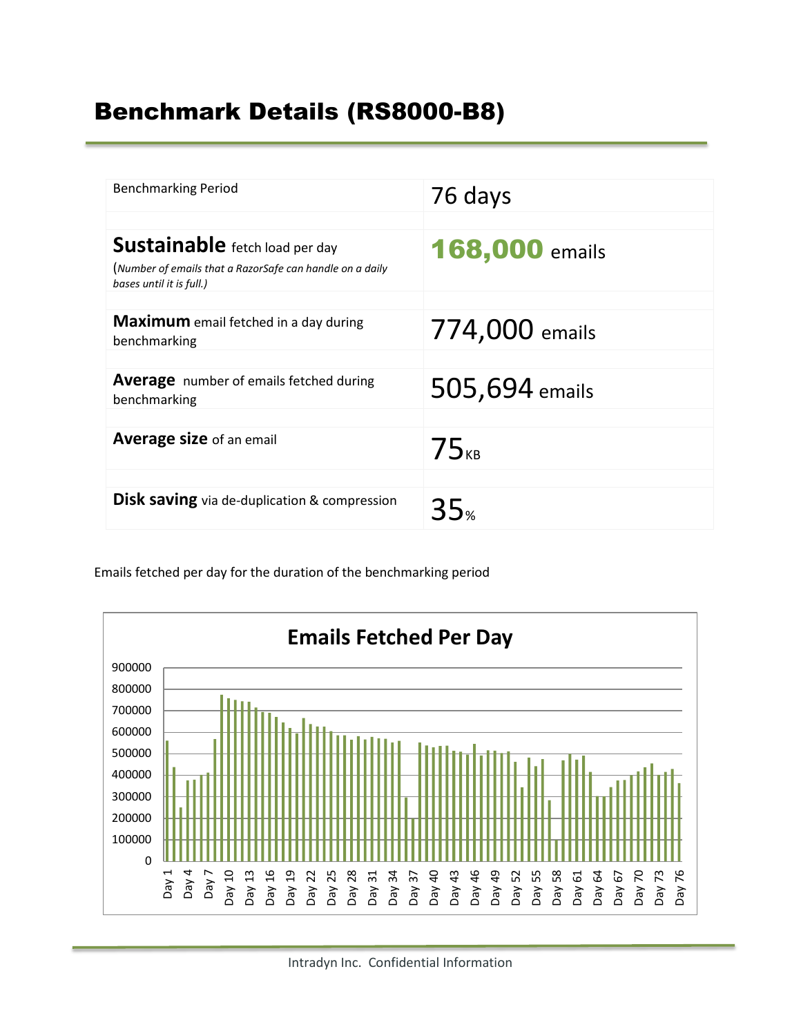# Benchmark Details (RS8000-B8)

| | |
|---|---|
| Benchmarking Period | 76 days |
| **Sustainable** fetch load per day<br>(*Number of emails that a RazorSafe can handle on a daily bases until it is full.*) | **168,000** emails |
| **Maximum** email fetched in a day during benchmarking | 774,000 emails |
| **Average** number of emails fetched during benchmarking | 505,694 emails |
| **Average size** of an email | 75KB |
| **Disk saving** via de-duplication & compression | 35% |

Emails fetched per day for the duration of the benchmarking period

**Emails Fetched Per Day**

Y-axis: 0, 100000, 200000, 300000, 400000, 500000, 600000, 700000, 800000, 900000

X-axis: Day 1, Day 4, Day 7, Day 10, Day 13, Day 16, Day 19, Day 22, Day 25, Day 28, Day 31, Day 34, Day 37, Day 40, Day 43, Day 46, Day 49, Day 52, Day 55, Day 58, Day 61, Day 64, Day 67, Day 70, Day 73, Day 76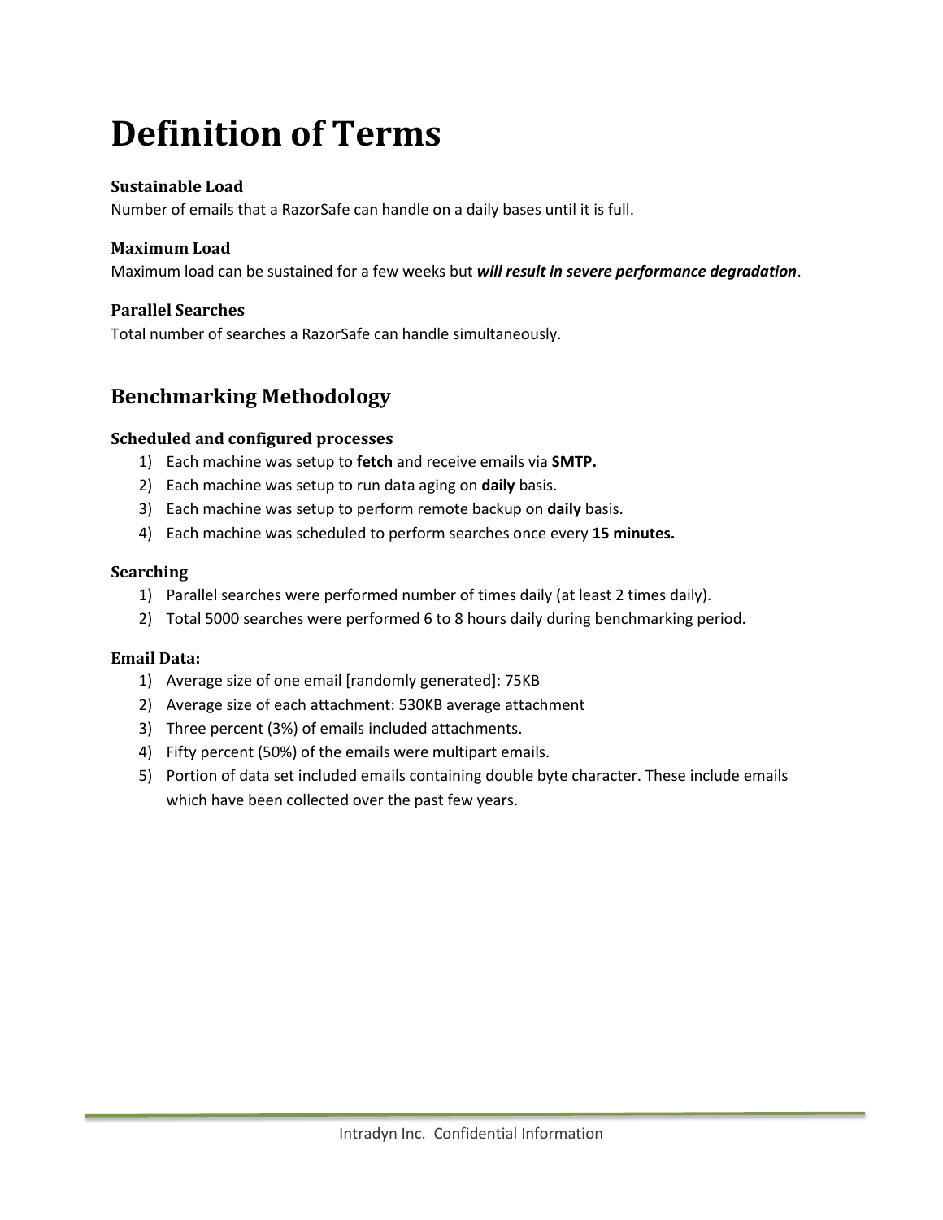# Definition of Terms

### Sustainable Load

Number of emails that a RazorSafe can handle on a daily bases until it is full.

### Maximum Load

Maximum load can be sustained for a few weeks but ***will result in severe performance degradation***.

### Parallel Searches

Total number of searches a RazorSafe can handle simultaneously.

## Benchmarking Methodology

### Scheduled and configured processes

1) Each machine was setup to **fetch** and receive emails via **SMTP.**
2) Each machine was setup to run data aging on **daily** basis.
3) Each machine was setup to perform remote backup on **daily** basis.
4) Each machine was scheduled to perform searches once every **15 minutes.**

### Searching

1) Parallel searches were performed number of times daily (at least 2 times daily).
2) Total 5000 searches were performed 6 to 8 hours daily during benchmarking period.

### Email Data:

1) Average size of one email [randomly generated]: 75KB
2) Average size of each attachment: 530KB average attachment
3) Three percent (3%) of emails included attachments.
4) Fifty percent (50%) of the emails were multipart emails.
5) Portion of data set included emails containing double byte character. These include emails which have been collected over the past few years.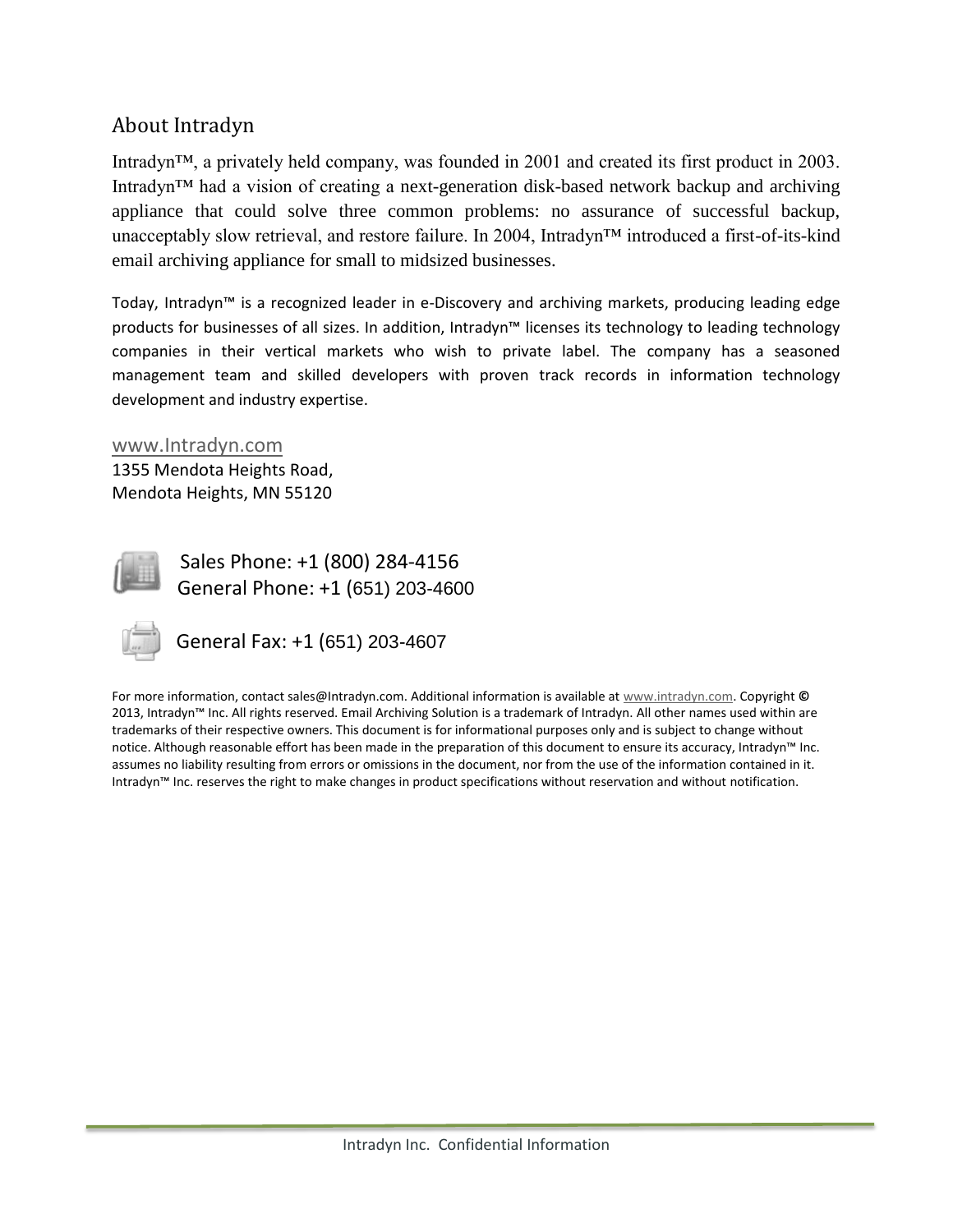## About Intradyn

Intradyn™, a privately held company, was founded in 2001 and created its first product in 2003. Intradyn™ had a vision of creating a next-generation disk-based network backup and archiving appliance that could solve three common problems: no assurance of successful backup, unacceptably slow retrieval, and restore failure. In 2004, Intradyn™ introduced a first-of-its-kind email archiving appliance for small to midsized businesses.

Today, Intradyn™ is a recognized leader in e-Discovery and archiving markets, producing leading edge products for businesses of all sizes. In addition, Intradyn™ licenses its technology to leading technology companies in their vertical markets who wish to private label. The company has a seasoned management team and skilled developers with proven track records in information technology development and industry expertise.

www.Intradyn.com
1355 Mendota Heights Road,
Mendota Heights, MN 55120

Sales Phone: +1 (800) 284-4156
General Phone: +1 (651) 203-4600

General Fax: +1 (651) 203-4607

For more information, contact sales@Intradyn.com. Additional information is available at www.intradyn.com. Copyright © 2013, Intradyn™ Inc. All rights reserved. Email Archiving Solution is a trademark of Intradyn. All other names used within are trademarks of their respective owners. This document is for informational purposes only and is subject to change without notice. Although reasonable effort has been made in the preparation of this document to ensure its accuracy, Intradyn™ Inc. assumes no liability resulting from errors or omissions in the document, nor from the use of the information contained in it. Intradyn™ Inc. reserves the right to make changes in product specifications without reservation and without notification.